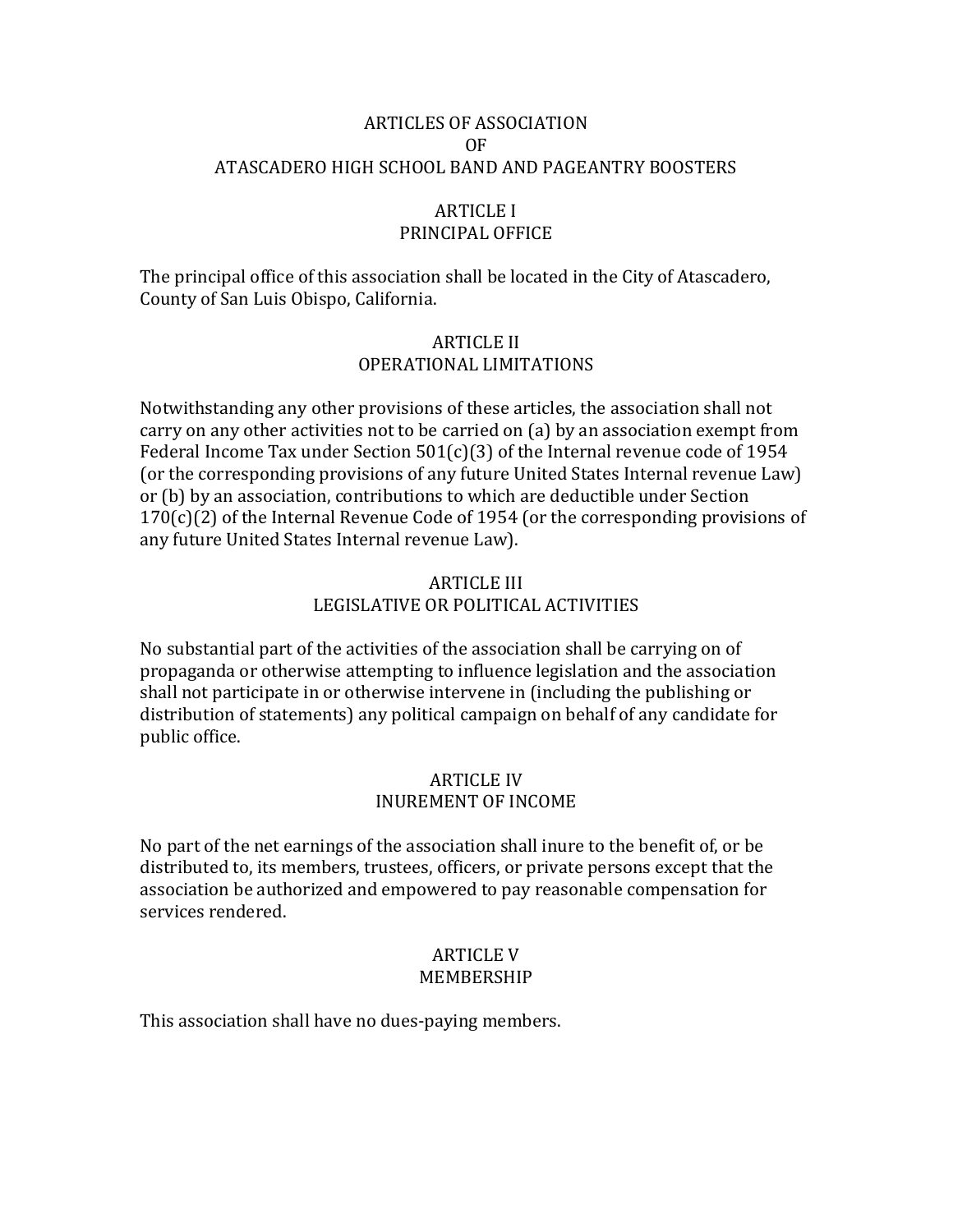# ARTICLES OF ASSOCIATION
# OF
# ATASCADERO HIGH SCHOOL BAND AND PAGEANTRY BOOSTERS

## ARTICLE I
## PRINCIPAL OFFICE

The principal office of this association shall be located in the City of Atascadero, County of San Luis Obispo, California.

## ARTICLE II
## OPERATIONAL LIMITATIONS

Notwithstanding any other provisions of these articles, the association shall not carry on any other activities not to be carried on (a) by an association exempt from Federal Income Tax under Section 501(c)(3) of the Internal revenue code of 1954 (or the corresponding provisions of any future United States Internal revenue Law) or (b) by an association, contributions to which are deductible under Section 170(c)(2) of the Internal Revenue Code of 1954 (or the corresponding provisions of any future United States Internal revenue Law).

## ARTICLE III
## LEGISLATIVE OR POLITICAL ACTIVITIES

No substantial part of the activities of the association shall be carrying on of propaganda or otherwise attempting to influence legislation and the association shall not participate in or otherwise intervene in (including the publishing or distribution of statements) any political campaign on behalf of any candidate for public office.

## ARTICLE IV
## INUREMENT OF INCOME

No part of the net earnings of the association shall inure to the benefit of, or be distributed to, its members, trustees, officers, or private persons except that the association be authorized and empowered to pay reasonable compensation for services rendered.

## ARTICLE V
## MEMBERSHIP

This association shall have no dues-paying members.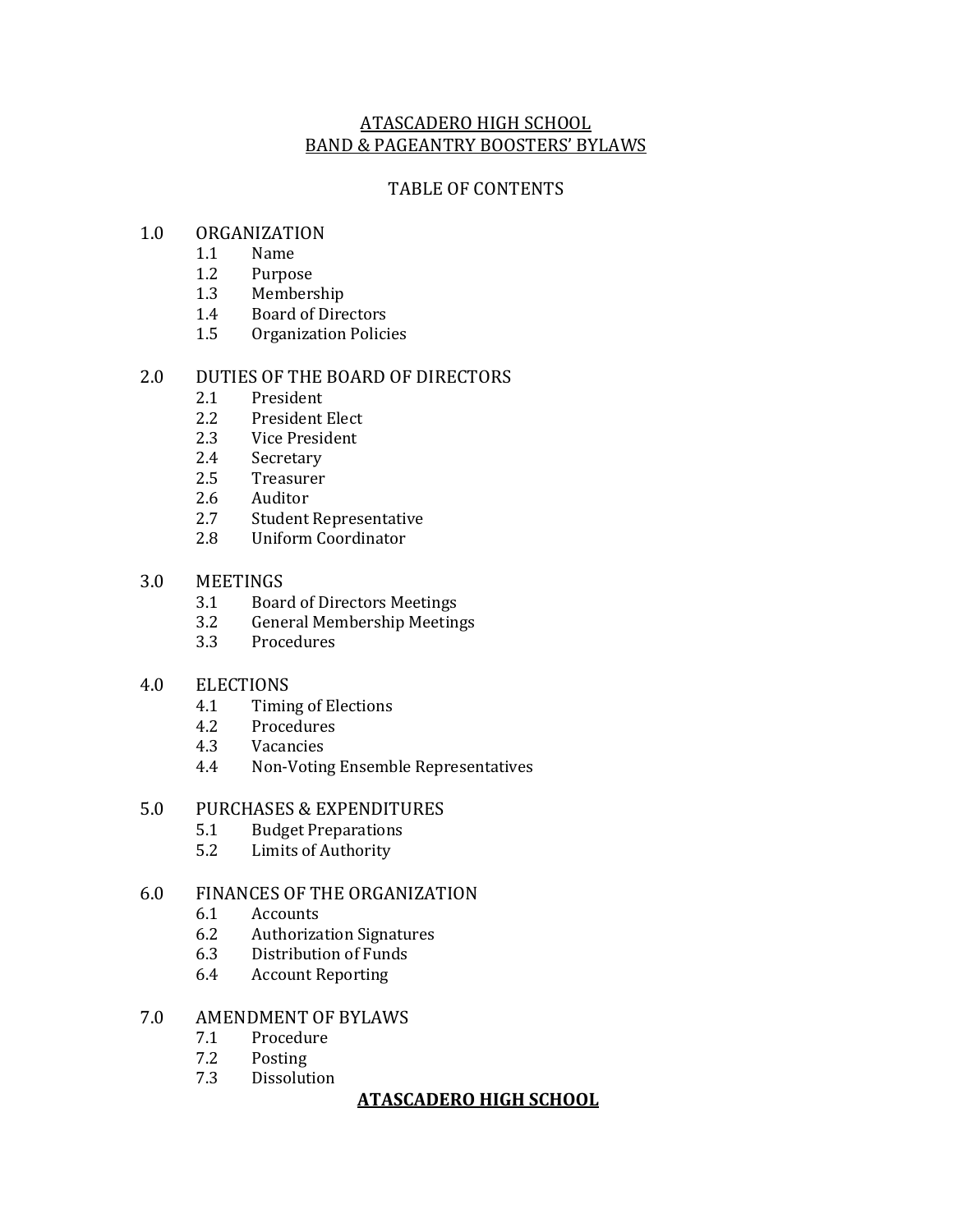ATASCADERO HIGH SCHOOL
BAND & PAGEANTRY BOOSTERS' BYLAWS

TABLE OF CONTENTS

1.0 ORGANIZATION
- 1.1 Name
- 1.2 Purpose
- 1.3 Membership
- 1.4 Board of Directors
- 1.5 Organization Policies

2.0 DUTIES OF THE BOARD OF DIRECTORS
- 2.1 President
- 2.2 President Elect
- 2.3 Vice President
- 2.4 Secretary
- 2.5 Treasurer
- 2.6 Auditor
- 2.7 Student Representative
- 2.8 Uniform Coordinator

3.0 MEETINGS
- 3.1 Board of Directors Meetings
- 3.2 General Membership Meetings
- 3.3 Procedures

4.0 ELECTIONS
- 4.1 Timing of Elections
- 4.2 Procedures
- 4.3 Vacancies
- 4.4 Non-Voting Ensemble Representatives

5.0 PURCHASES & EXPENDITURES
- 5.1 Budget Preparations
- 5.2 Limits of Authority

6.0 FINANCES OF THE ORGANIZATION
- 6.1 Accounts
- 6.2 Authorization Signatures
- 6.3 Distribution of Funds
- 6.4 Account Reporting

7.0 AMENDMENT OF BYLAWS
- 7.1 Procedure
- 7.2 Posting
- 7.3 Dissolution

**ATASCADERO HIGH SCHOOL**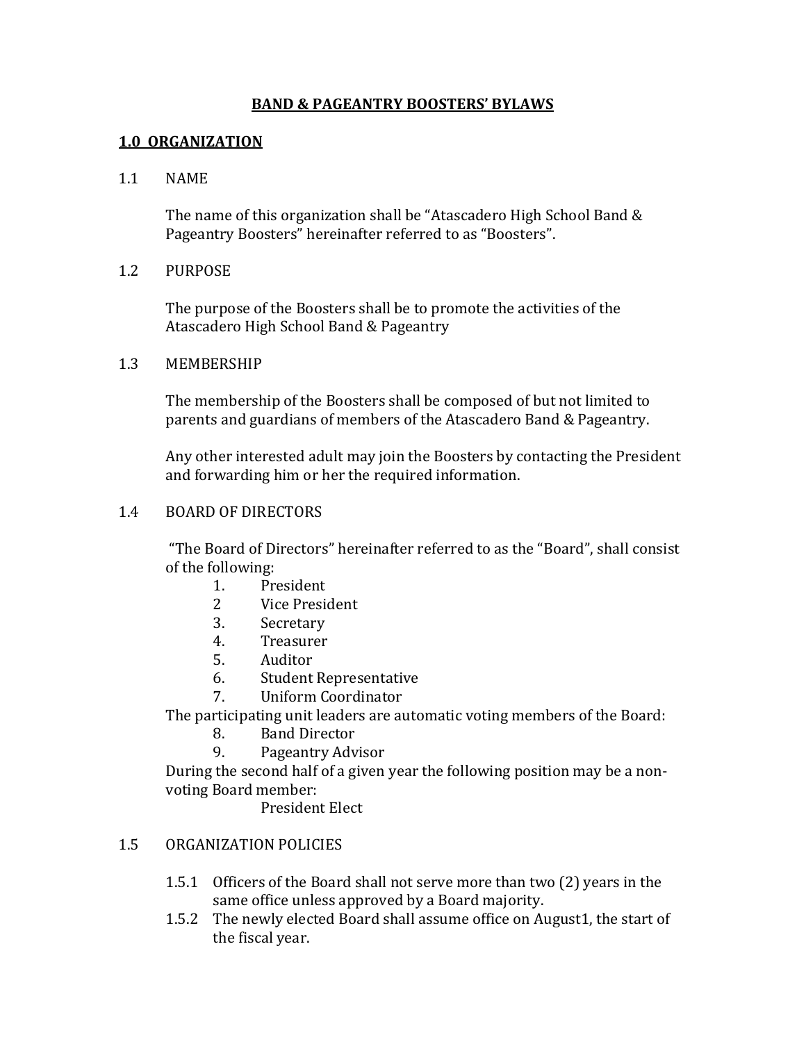# BAND & PAGEANTRY BOOSTERS' BYLAWS

## 1.0 ORGANIZATION

1.1 NAME

The name of this organization shall be "Atascadero High School Band & Pageantry Boosters" hereinafter referred to as "Boosters".

1.2 PURPOSE

The purpose of the Boosters shall be to promote the activities of the Atascadero High School Band & Pageantry

1.3 MEMBERSHIP

The membership of the Boosters shall be composed of but not limited to parents and guardians of members of the Atascadero Band & Pageantry.

Any other interested adult may join the Boosters by contacting the President and forwarding him or her the required information.

1.4 BOARD OF DIRECTORS

"The Board of Directors" hereinafter referred to as the "Board", shall consist of the following:

1. President
2 Vice President
3. Secretary
4. Treasurer
5. Auditor
6. Student Representative
7. Uniform Coordinator

The participating unit leaders are automatic voting members of the Board:

8. Band Director
9. Pageantry Advisor

During the second half of a given year the following position may be a non-voting Board member:

President Elect

1.5 ORGANIZATION POLICIES

1.5.1 Officers of the Board shall not serve more than two (2) years in the same office unless approved by a Board majority.

1.5.2 The newly elected Board shall assume office on August1, the start of the fiscal year.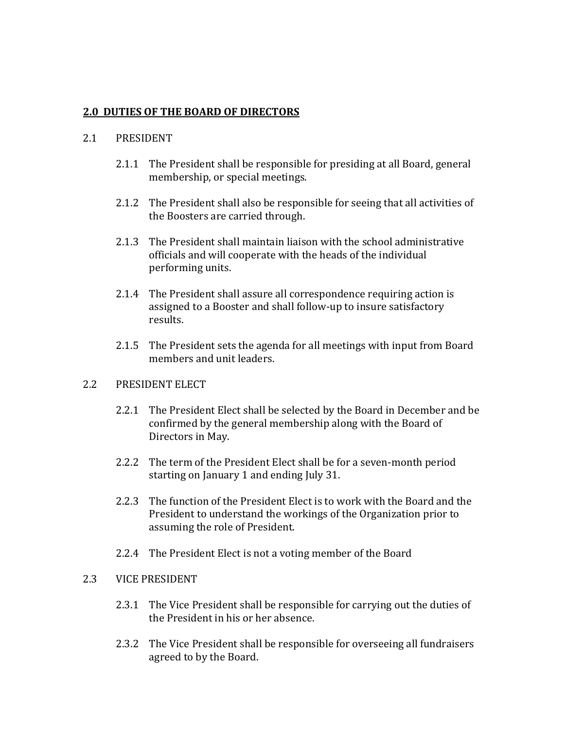## 2.0 DUTIES OF THE BOARD OF DIRECTORS

### 2.1 PRESIDENT

2.1.1 The President shall be responsible for presiding at all Board, general membership, or special meetings.

2.1.2 The President shall also be responsible for seeing that all activities of the Boosters are carried through.

2.1.3 The President shall maintain liaison with the school administrative officials and will cooperate with the heads of the individual performing units.

2.1.4 The President shall assure all correspondence requiring action is assigned to a Booster and shall follow-up to insure satisfactory results.

2.1.5 The President sets the agenda for all meetings with input from Board members and unit leaders.

### 2.2 PRESIDENT ELECT

2.2.1 The President Elect shall be selected by the Board in December and be confirmed by the general membership along with the Board of Directors in May.

2.2.2 The term of the President Elect shall be for a seven-month period starting on January 1 and ending July 31.

2.2.3 The function of the President Elect is to work with the Board and the President to understand the workings of the Organization prior to assuming the role of President.

2.2.4 The President Elect is not a voting member of the Board

### 2.3 VICE PRESIDENT

2.3.1 The Vice President shall be responsible for carrying out the duties of the President in his or her absence.

2.3.2 The Vice President shall be responsible for overseeing all fundraisers agreed to by the Board.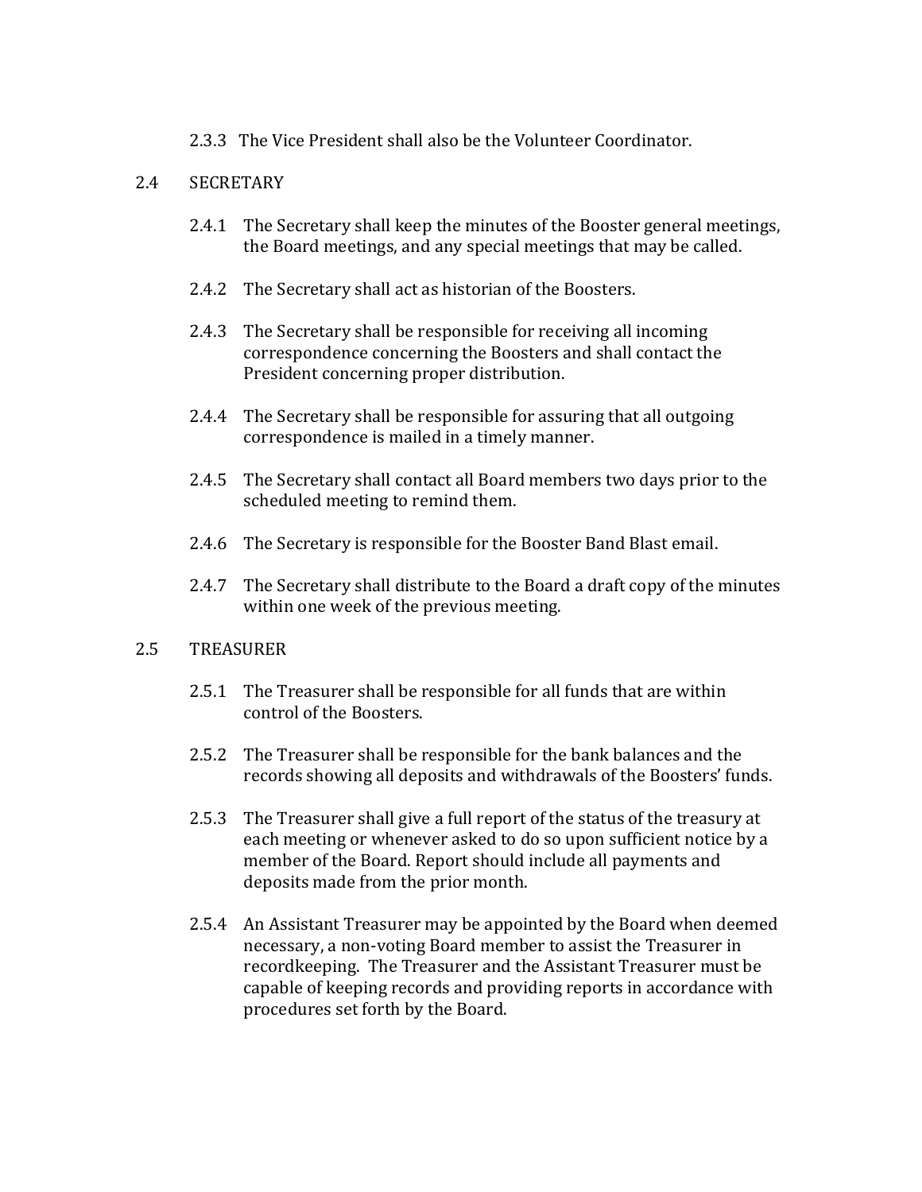2.3.3 The Vice President shall also be the Volunteer Coordinator.

## 2.4 SECRETARY

2.4.1 The Secretary shall keep the minutes of the Booster general meetings, the Board meetings, and any special meetings that may be called.

2.4.2 The Secretary shall act as historian of the Boosters.

2.4.3 The Secretary shall be responsible for receiving all incoming correspondence concerning the Boosters and shall contact the President concerning proper distribution.

2.4.4 The Secretary shall be responsible for assuring that all outgoing correspondence is mailed in a timely manner.

2.4.5 The Secretary shall contact all Board members two days prior to the scheduled meeting to remind them.

2.4.6 The Secretary is responsible for the Booster Band Blast email.

2.4.7 The Secretary shall distribute to the Board a draft copy of the minutes within one week of the previous meeting.

## 2.5 TREASURER

2.5.1 The Treasurer shall be responsible for all funds that are within control of the Boosters.

2.5.2 The Treasurer shall be responsible for the bank balances and the records showing all deposits and withdrawals of the Boosters' funds.

2.5.3 The Treasurer shall give a full report of the status of the treasury at each meeting or whenever asked to do so upon sufficient notice by a member of the Board. Report should include all payments and deposits made from the prior month.

2.5.4 An Assistant Treasurer may be appointed by the Board when deemed necessary, a non-voting Board member to assist the Treasurer in recordkeeping. The Treasurer and the Assistant Treasurer must be capable of keeping records and providing reports in accordance with procedures set forth by the Board.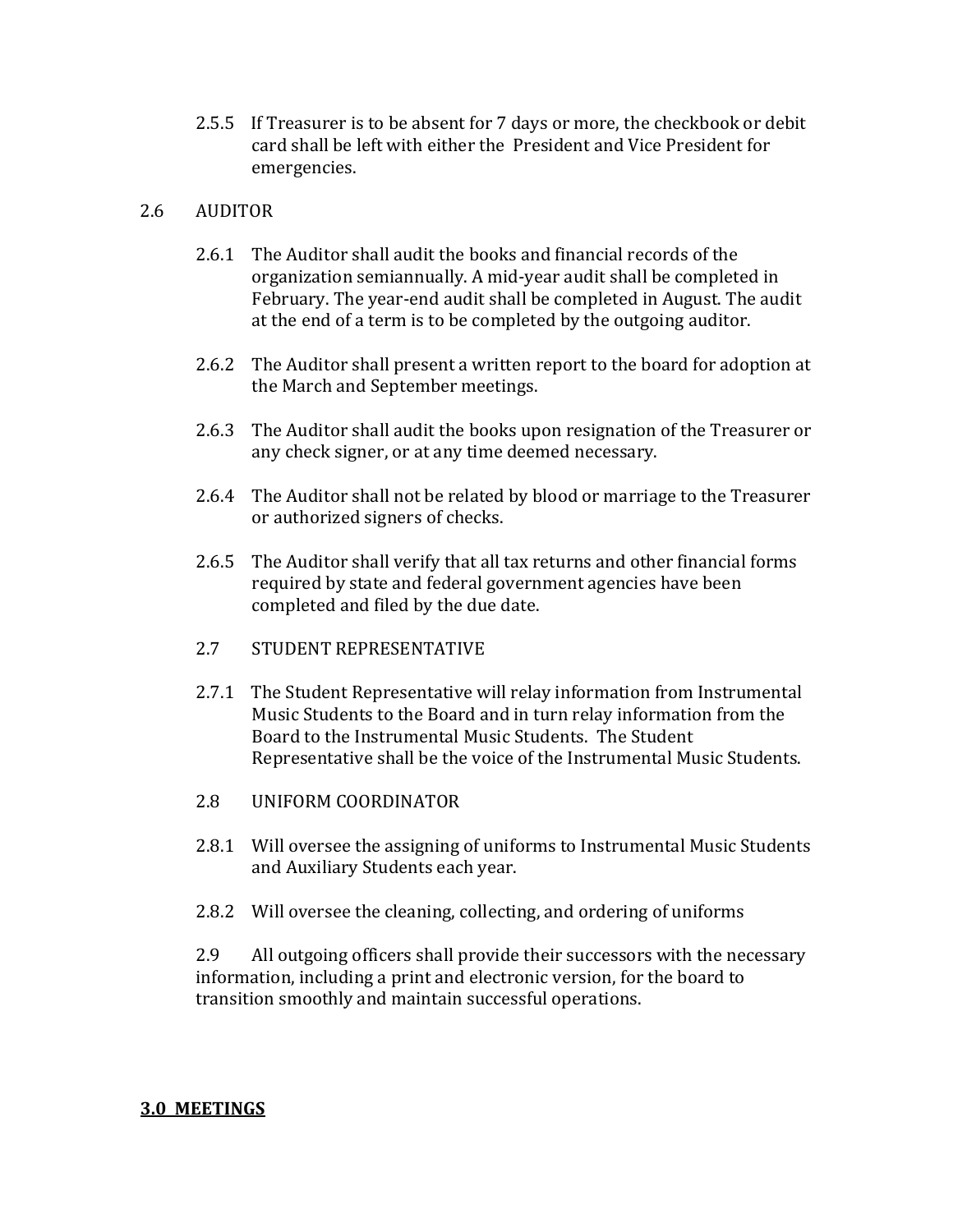2.5.5 If Treasurer is to be absent for 7 days or more, the checkbook or debit card shall be left with either the President and Vice President for emergencies.

2.6 AUDITOR

2.6.1 The Auditor shall audit the books and financial records of the organization semiannually. A mid-year audit shall be completed in February. The year-end audit shall be completed in August. The audit at the end of a term is to be completed by the outgoing auditor.

2.6.2 The Auditor shall present a written report to the board for adoption at the March and September meetings.

2.6.3 The Auditor shall audit the books upon resignation of the Treasurer or any check signer, or at any time deemed necessary.

2.6.4 The Auditor shall not be related by blood or marriage to the Treasurer or authorized signers of checks.

2.6.5 The Auditor shall verify that all tax returns and other financial forms required by state and federal government agencies have been completed and filed by the due date.

2.7 STUDENT REPRESENTATIVE

2.7.1 The Student Representative will relay information from Instrumental Music Students to the Board and in turn relay information from the Board to the Instrumental Music Students. The Student Representative shall be the voice of the Instrumental Music Students.

2.8 UNIFORM COORDINATOR

2.8.1 Will oversee the assigning of uniforms to Instrumental Music Students and Auxiliary Students each year.

2.8.2 Will oversee the cleaning, collecting, and ordering of uniforms

2.9 All outgoing officers shall provide their successors with the necessary information, including a print and electronic version, for the board to transition smoothly and maintain successful operations.

## 3.0 MEETINGS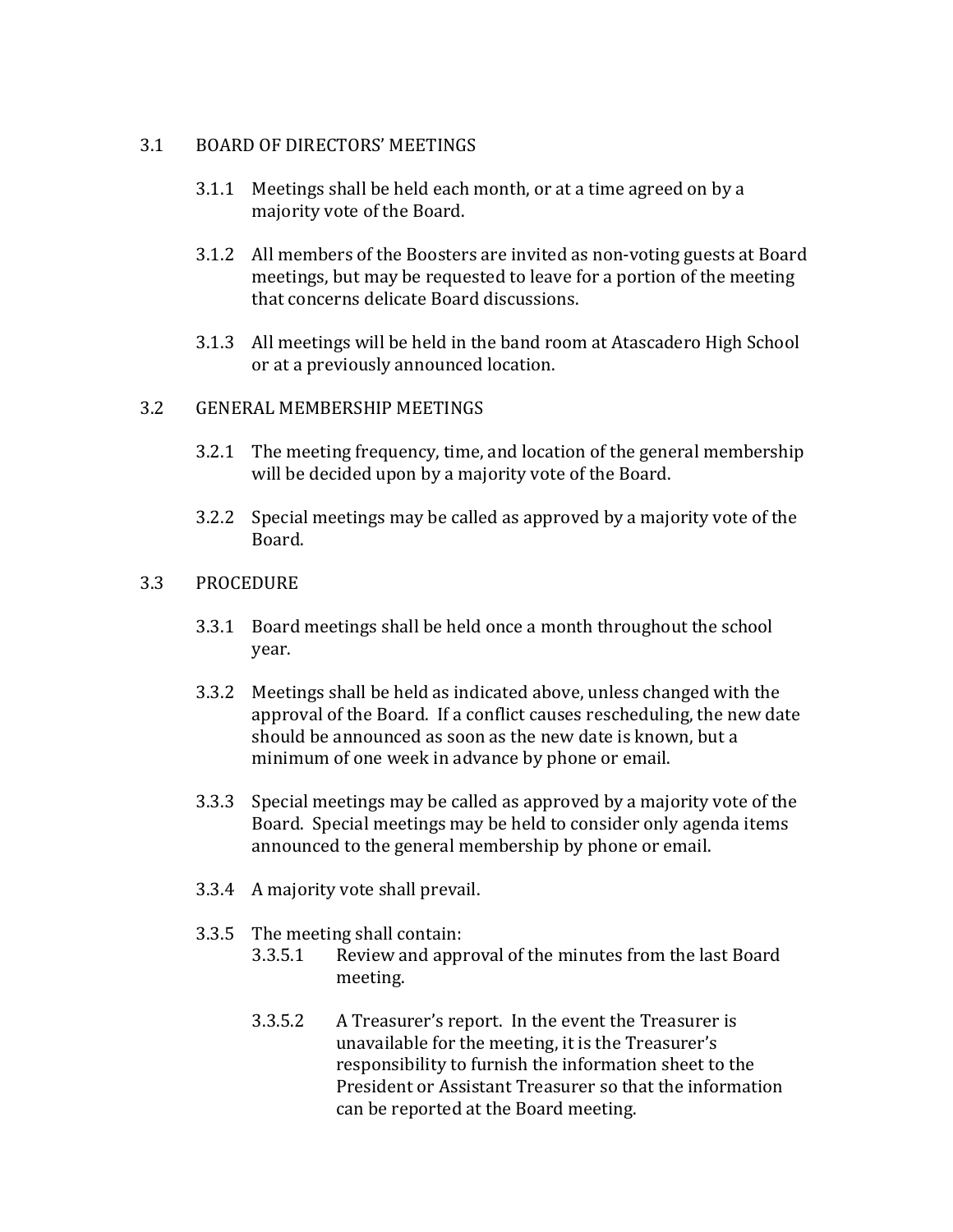## 3.1 BOARD OF DIRECTORS' MEETINGS

3.1.1 Meetings shall be held each month, or at a time agreed on by a majority vote of the Board.

3.1.2 All members of the Boosters are invited as non-voting guests at Board meetings, but may be requested to leave for a portion of the meeting that concerns delicate Board discussions.

3.1.3 All meetings will be held in the band room at Atascadero High School or at a previously announced location.

## 3.2 GENERAL MEMBERSHIP MEETINGS

3.2.1 The meeting frequency, time, and location of the general membership will be decided upon by a majority vote of the Board.

3.2.2 Special meetings may be called as approved by a majority vote of the Board.

## 3.3 PROCEDURE

3.3.1 Board meetings shall be held once a month throughout the school year.

3.3.2 Meetings shall be held as indicated above, unless changed with the approval of the Board. If a conflict causes rescheduling, the new date should be announced as soon as the new date is known, but a minimum of one week in advance by phone or email.

3.3.3 Special meetings may be called as approved by a majority vote of the Board. Special meetings may be held to consider only agenda items announced to the general membership by phone or email.

3.3.4 A majority vote shall prevail.

3.3.5 The meeting shall contain:

3.3.5.1 Review and approval of the minutes from the last Board meeting.

3.3.5.2 A Treasurer's report. In the event the Treasurer is unavailable for the meeting, it is the Treasurer's responsibility to furnish the information sheet to the President or Assistant Treasurer so that the information can be reported at the Board meeting.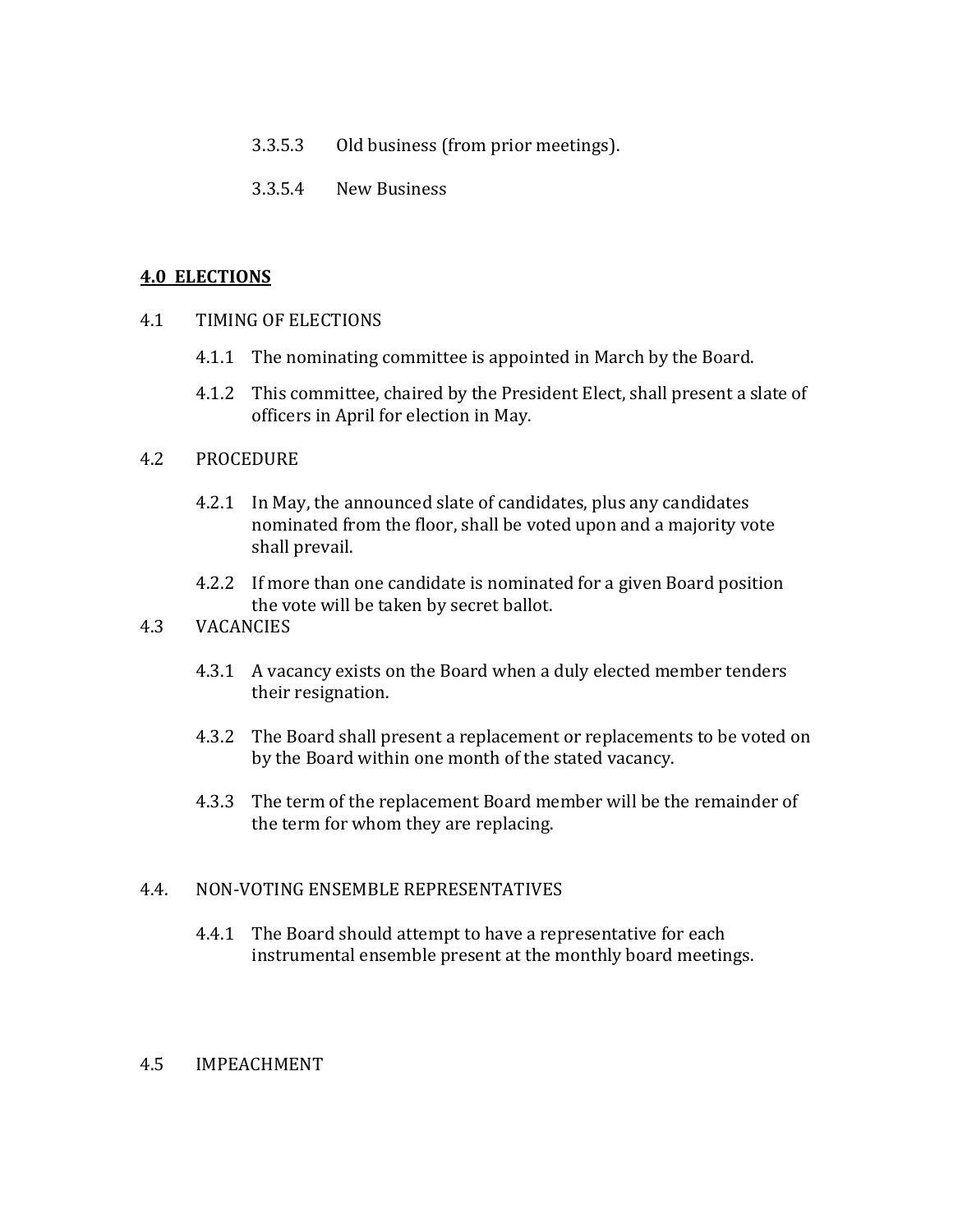3.3.5.3 Old business (from prior meetings).

3.3.5.4 New Business

## **4.0 ELECTIONS**

4.1 TIMING OF ELECTIONS

4.1.1 The nominating committee is appointed in March by the Board.

4.1.2 This committee, chaired by the President Elect, shall present a slate of officers in April for election in May.

4.2 PROCEDURE

4.2.1 In May, the announced slate of candidates, plus any candidates nominated from the floor, shall be voted upon and a majority vote shall prevail.

4.2.2 If more than one candidate is nominated for a given Board position the vote will be taken by secret ballot.

4.3 VACANCIES

4.3.1 A vacancy exists on the Board when a duly elected member tenders their resignation.

4.3.2 The Board shall present a replacement or replacements to be voted on by the Board within one month of the stated vacancy.

4.3.3 The term of the replacement Board member will be the remainder of the term for whom they are replacing.

4.4. NON-VOTING ENSEMBLE REPRESENTATIVES

4.4.1 The Board should attempt to have a representative for each instrumental ensemble present at the monthly board meetings.

4.5 IMPEACHMENT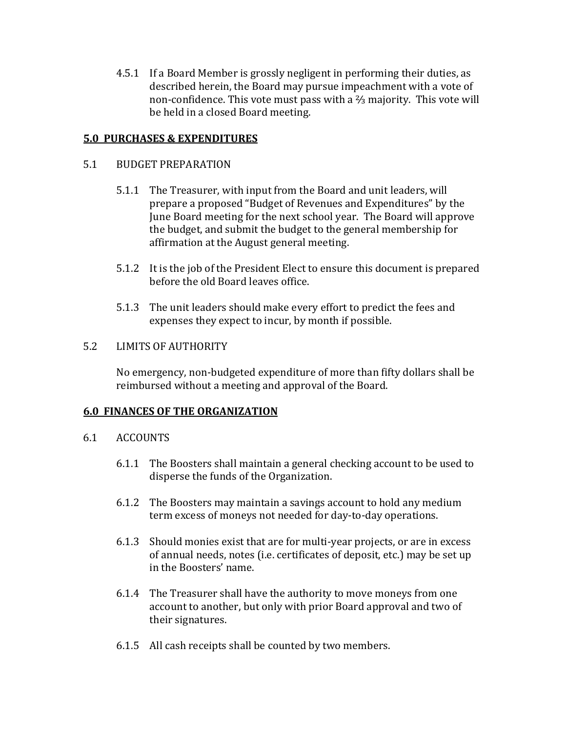4.5.1 If a Board Member is grossly negligent in performing their duties, as described herein, the Board may pursue impeachment with a vote of non-confidence. This vote must pass with a ⅔ majority. This vote will be held in a closed Board meeting.

## **<u>5.0 PURCHASES & EXPENDITURES</u>**

### 5.1 BUDGET PREPARATION

5.1.1 The Treasurer, with input from the Board and unit leaders, will prepare a proposed "Budget of Revenues and Expenditures" by the June Board meeting for the next school year. The Board will approve the budget, and submit the budget to the general membership for affirmation at the August general meeting.

5.1.2 It is the job of the President Elect to ensure this document is prepared before the old Board leaves office.

5.1.3 The unit leaders should make every effort to predict the fees and expenses they expect to incur, by month if possible.

### 5.2 LIMITS OF AUTHORITY

No emergency, non-budgeted expenditure of more than fifty dollars shall be reimbursed without a meeting and approval of the Board.

## **<u>6.0 FINANCES OF THE ORGANIZATION</u>**

### 6.1 ACCOUNTS

6.1.1 The Boosters shall maintain a general checking account to be used to disperse the funds of the Organization.

6.1.2 The Boosters may maintain a savings account to hold any medium term excess of moneys not needed for day-to-day operations.

6.1.3 Should monies exist that are for multi-year projects, or are in excess of annual needs, notes (i.e. certificates of deposit, etc.) may be set up in the Boosters' name.

6.1.4 The Treasurer shall have the authority to move moneys from one account to another, but only with prior Board approval and two of their signatures.

6.1.5 All cash receipts shall be counted by two members.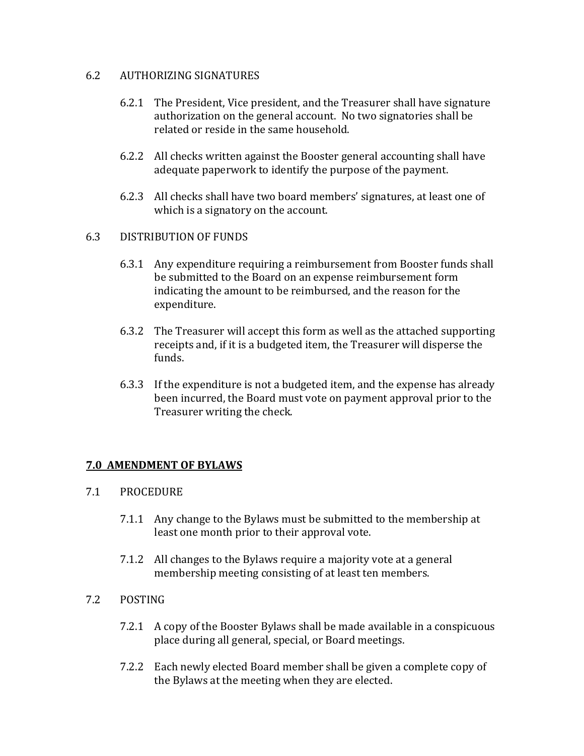### 6.2 AUTHORIZING SIGNATURES

6.2.1 The President, Vice president, and the Treasurer shall have signature authorization on the general account. No two signatories shall be related or reside in the same household.

6.2.2 All checks written against the Booster general accounting shall have adequate paperwork to identify the purpose of the payment.

6.2.3 All checks shall have two board members' signatures, at least one of which is a signatory on the account.

### 6.3 DISTRIBUTION OF FUNDS

6.3.1 Any expenditure requiring a reimbursement from Booster funds shall be submitted to the Board on an expense reimbursement form indicating the amount to be reimbursed, and the reason for the expenditure.

6.3.2 The Treasurer will accept this form as well as the attached supporting receipts and, if it is a budgeted item, the Treasurer will disperse the funds.

6.3.3 If the expenditure is not a budgeted item, and the expense has already been incurred, the Board must vote on payment approval prior to the Treasurer writing the check.

## 7.0 AMENDMENT OF BYLAWS

### 7.1 PROCEDURE

7.1.1 Any change to the Bylaws must be submitted to the membership at least one month prior to their approval vote.

7.1.2 All changes to the Bylaws require a majority vote at a general membership meeting consisting of at least ten members.

### 7.2 POSTING

7.2.1 A copy of the Booster Bylaws shall be made available in a conspicuous place during all general, special, or Board meetings.

7.2.2 Each newly elected Board member shall be given a complete copy of the Bylaws at the meeting when they are elected.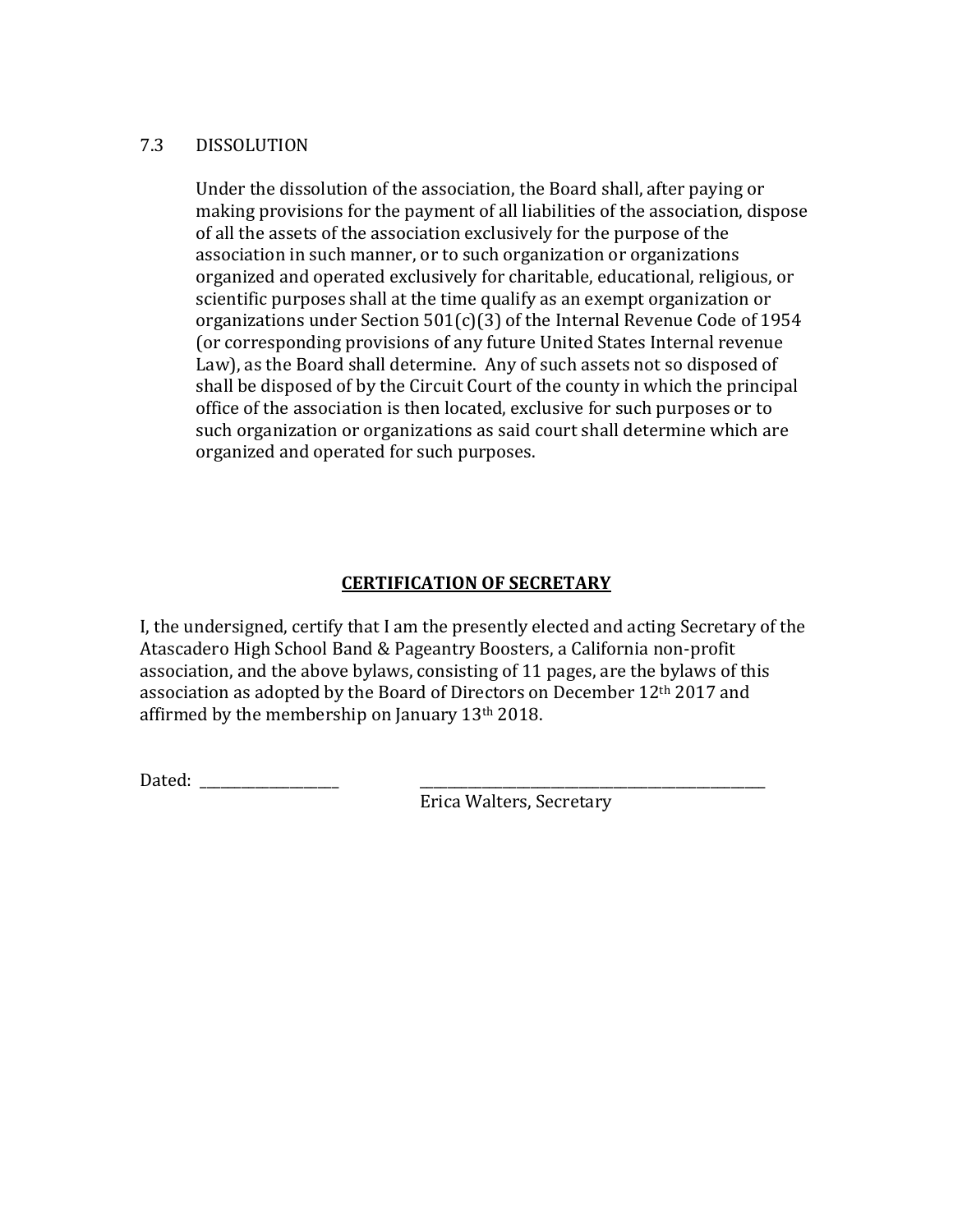### 7.3 DISSOLUTION

Under the dissolution of the association, the Board shall, after paying or making provisions for the payment of all liabilities of the association, dispose of all the assets of the association exclusively for the purpose of the association in such manner, or to such organization or organizations organized and operated exclusively for charitable, educational, religious, or scientific purposes shall at the time qualify as an exempt organization or organizations under Section 501(c)(3) of the Internal Revenue Code of 1954 (or corresponding provisions of any future United States Internal revenue Law), as the Board shall determine. Any of such assets not so disposed of shall be disposed of by the Circuit Court of the county in which the principal office of the association is then located, exclusive for such purposes or to such organization or organizations as said court shall determine which are organized and operated for such purposes.

## CERTIFICATION OF SECRETARY

I, the undersigned, certify that I am the presently elected and acting Secretary of the Atascadero High School Band & Pageantry Boosters, a California non-profit association, and the above bylaws, consisting of 11 pages, are the bylaws of this association as adopted by the Board of Directors on December 12th 2017 and affirmed by the membership on January 13th 2018.

Dated: ___________________ ______________________________________________

Erica Walters, Secretary